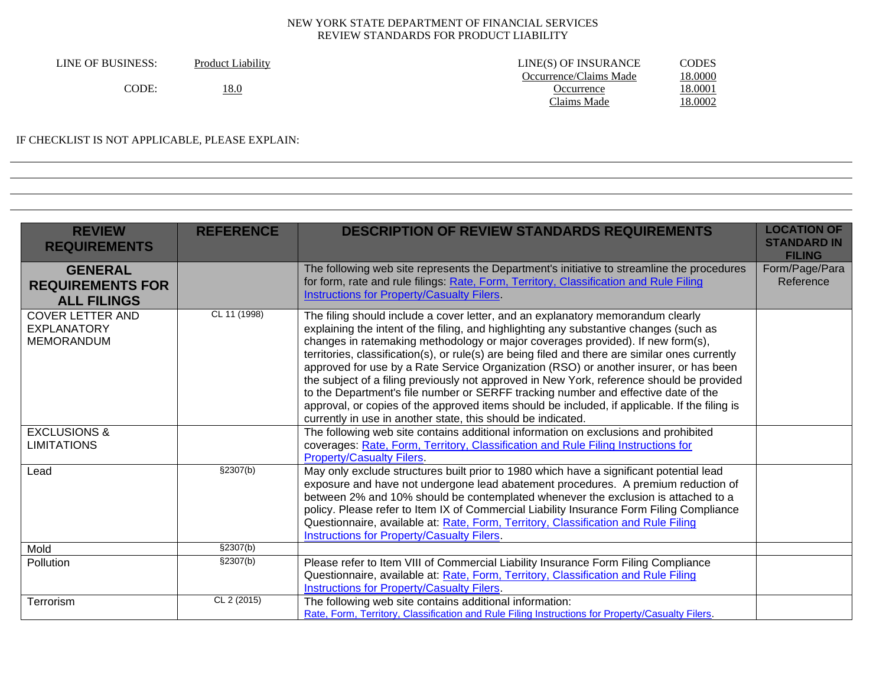NEW YORK STATE DEPARTMENT OF FINANCIAL SERVICES
REVIEW STANDARDS FOR PRODUCT LIABILITY

| LINE OF BUSINESS: | Product Liability | LINE(S) OF INSURANCE | CODES |
|---|---|---|---|
| | | Occurrence/Claims Made | 18.0000 |
| CODE: | 18.0 | Occurrence | 18.0001 |
| | | Claims Made | 18.0002 |

IF CHECKLIST IS NOT APPLICABLE, PLEASE EXPLAIN:

| REVIEW REQUIREMENTS | REFERENCE | DESCRIPTION OF REVIEW STANDARDS REQUIREMENTS | LOCATION OF STANDARD IN FILING |
|---|---|---|---|
| **GENERAL REQUIREMENTS FOR ALL FILINGS** | | The following web site represents the Department's initiative to streamline the procedures for form, rate and rule filings: Rate, Form, Territory, Classification and Rule Filing Instructions for Property/Casualty Filers. | Form/Page/Para Reference |
| COVER LETTER AND EXPLANATORY MEMORANDUM | CL 11 (1998) | The filing should include a cover letter, and an explanatory memorandum clearly explaining the intent of the filing, and highlighting any substantive changes (such as changes in ratemaking methodology or major coverages provided). If new form(s), territories, classification(s), or rule(s) are being filed and there are similar ones currently approved for use by a Rate Service Organization (RSO) or another insurer, or has been the subject of a filing previously not approved in New York, reference should be provided to the Department's file number or SERFF tracking number and effective date of the approval, or copies of the approved items should be included, if applicable. If the filing is currently in use in another state, this should be indicated. | |
| EXCLUSIONS & LIMITATIONS | | The following web site contains additional information on exclusions and prohibited coverages: Rate, Form, Territory, Classification and Rule Filing Instructions for Property/Casualty Filers. | |
| Lead | §2307(b) | May only exclude structures built prior to 1980 which have a significant potential lead exposure and have not undergone lead abatement procedures. A premium reduction of between 2% and 10% should be contemplated whenever the exclusion is attached to a policy. Please refer to Item IX of Commercial Liability Insurance Form Filing Compliance Questionnaire, available at: Rate, Form, Territory, Classification and Rule Filing Instructions for Property/Casualty Filers. | |
| Mold | §2307(b) | | |
| Pollution | §2307(b) | Please refer to Item VIII of Commercial Liability Insurance Form Filing Compliance Questionnaire, available at: Rate, Form, Territory, Classification and Rule Filing Instructions for Property/Casualty Filers. | |
| Terrorism | CL 2 (2015) | The following web site contains additional information: Rate, Form, Territory, Classification and Rule Filing Instructions for Property/Casualty Filers. | |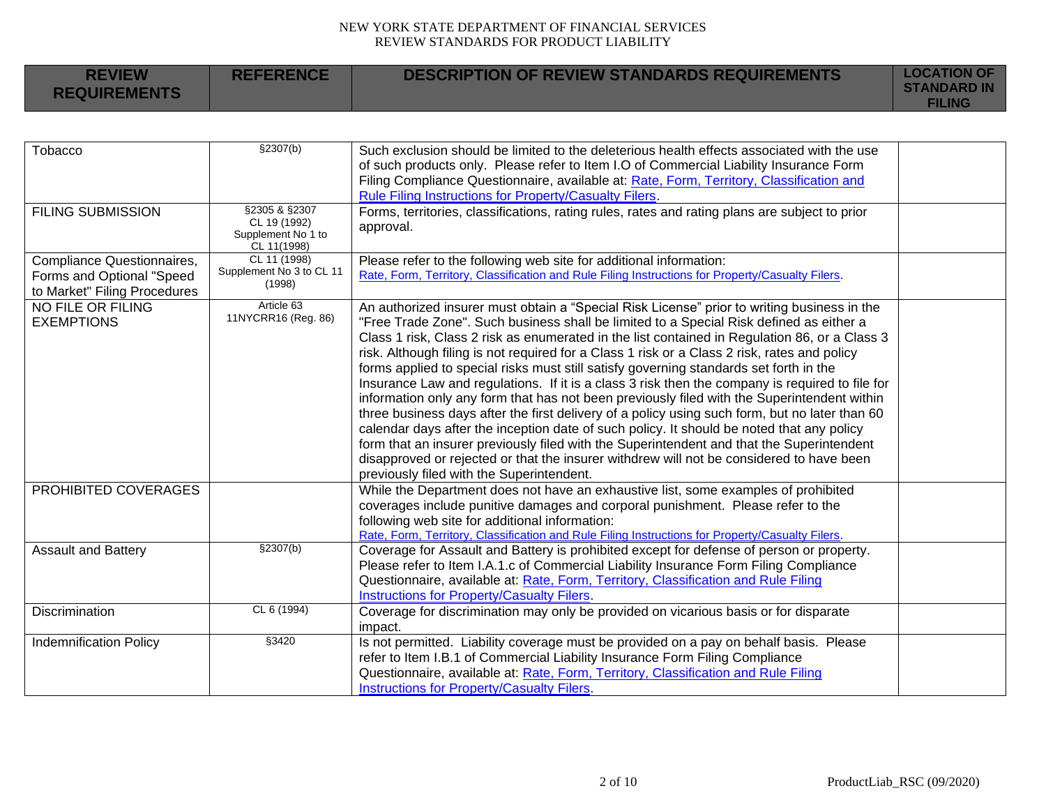| REVIEW REQUIREMENTS | REFERENCE | DESCRIPTION OF REVIEW STANDARDS REQUIREMENTS | LOCATION OF STANDARD IN FILING |
|---|---|---|---|
| Tobacco | §2307(b) | Such exclusion should be limited to the deleterious health effects associated with the use of such products only. Please refer to Item I.O of Commercial Liability Insurance Form Filing Compliance Questionnaire, available at: Rate, Form, Territory, Classification and Rule Filing Instructions for Property/Casualty Filers. | |
| FILING SUBMISSION | §2305 & §2307 CL 19 (1992) Supplement No 1 to CL 11(1998) | Forms, territories, classifications, rating rules, rates and rating plans are subject to prior approval. | |
| Compliance Questionnaires, Forms and Optional "Speed to Market" Filing Procedures | CL 11 (1998) Supplement No 3 to CL 11 (1998) | Please refer to the following web site for additional information: Rate, Form, Territory, Classification and Rule Filing Instructions for Property/Casualty Filers. | |
| NO FILE OR FILING EXEMPTIONS | Article 63 11NYCRR16 (Reg. 86) | An authorized insurer must obtain a "Special Risk License" prior to writing business in the "Free Trade Zone". Such business shall be limited to a Special Risk defined as either a Class 1 risk, Class 2 risk as enumerated in the list contained in Regulation 86, or a Class 3 risk. Although filing is not required for a Class 1 risk or a Class 2 risk, rates and policy forms applied to special risks must still satisfy governing standards set forth in the Insurance Law and regulations. If it is a class 3 risk then the company is required to file for information only any form that has not been previously filed with the Superintendent within three business days after the first delivery of a policy using such form, but no later than 60 calendar days after the inception date of such policy. It should be noted that any policy form that an insurer previously filed with the Superintendent and that the Superintendent disapproved or rejected or that the insurer withdrew will not be considered to have been previously filed with the Superintendent. | |
| PROHIBITED COVERAGES | | While the Department does not have an exhaustive list, some examples of prohibited coverages include punitive damages and corporal punishment. Please refer to the following web site for additional information: Rate, Form, Territory, Classification and Rule Filing Instructions for Property/Casualty Filers. | |
| Assault and Battery | §2307(b) | Coverage for Assault and Battery is prohibited except for defense of person or property. Please refer to Item I.A.1.c of Commercial Liability Insurance Form Filing Compliance Questionnaire, available at: Rate, Form, Territory, Classification and Rule Filing Instructions for Property/Casualty Filers. | |
| Discrimination | CL 6 (1994) | Coverage for discrimination may only be provided on vicarious basis or for disparate impact. | |
| Indemnification Policy | §3420 | Is not permitted. Liability coverage must be provided on a pay on behalf basis. Please refer to Item I.B.1 of Commercial Liability Insurance Form Filing Compliance Questionnaire, available at: Rate, Form, Territory, Classification and Rule Filing Instructions for Property/Casualty Filers. | |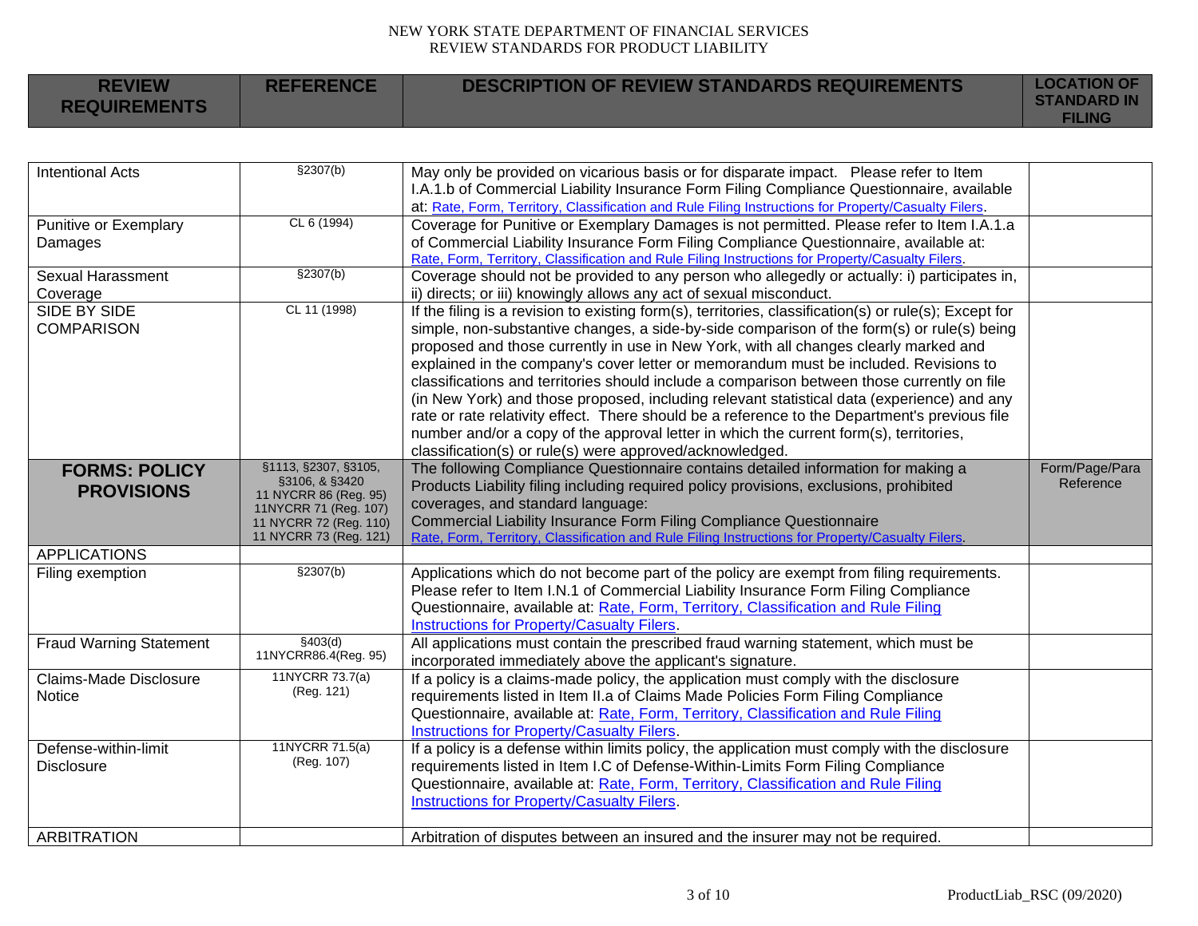NEW YORK STATE DEPARTMENT OF FINANCIAL SERVICES
REVIEW STANDARDS FOR PRODUCT LIABILITY

| REVIEW REQUIREMENTS | REFERENCE | DESCRIPTION OF REVIEW STANDARDS REQUIREMENTS | LOCATION OF STANDARD IN FILING |
|---|---|---|---|
| Intentional Acts | §2307(b) | May only be provided on vicarious basis or for disparate impact. Please refer to Item I.A.1.b of Commercial Liability Insurance Form Filing Compliance Questionnaire, available at: Rate, Form, Territory, Classification and Rule Filing Instructions for Property/Casualty Filers. | |
| Punitive or Exemplary Damages | CL 6 (1994) | Coverage for Punitive or Exemplary Damages is not permitted. Please refer to Item I.A.1.a of Commercial Liability Insurance Form Filing Compliance Questionnaire, available at: Rate, Form, Territory, Classification and Rule Filing Instructions for Property/Casualty Filers. | |
| Sexual Harassment Coverage | §2307(b) | Coverage should not be provided to any person who allegedly or actually: i) participates in, ii) directs; or iii) knowingly allows any act of sexual misconduct. | |
| SIDE BY SIDE COMPARISON | CL 11 (1998) | If the filing is a revision to existing form(s), territories, classification(s) or rule(s); Except for simple, non-substantive changes, a side-by-side comparison of the form(s) or rule(s) being proposed and those currently in use in New York, with all changes clearly marked and explained in the company's cover letter or memorandum must be included. Revisions to classifications and territories should include a comparison between those currently on file (in New York) and those proposed, including relevant statistical data (experience) and any rate or rate relativity effect. There should be a reference to the Department's previous file number and/or a copy of the approval letter in which the current form(s), territories, classification(s) or rule(s) were approved/acknowledged. | |
| **FORMS: POLICY PROVISIONS** | §1113, §2307, §3105, §3106, & §3420<br>11 NYCRR 86 (Reg. 95)<br>11NYCRR 71 (Reg. 107)<br>11 NYCRR 72 (Reg. 110)<br>11 NYCRR 73 (Reg. 121) | The following Compliance Questionnaire contains detailed information for making a Products Liability filing including required policy provisions, exclusions, prohibited coverages, and standard language:<br>Commercial Liability Insurance Form Filing Compliance Questionnaire<br>Rate, Form, Territory, Classification and Rule Filing Instructions for Property/Casualty Filers. | Form/Page/Para Reference |
| APPLICATIONS | | | |
| Filing exemption | §2307(b) | Applications which do not become part of the policy are exempt from filing requirements. Please refer to Item I.N.1 of Commercial Liability Insurance Form Filing Compliance Questionnaire, available at: Rate, Form, Territory, Classification and Rule Filing Instructions for Property/Casualty Filers. | |
| Fraud Warning Statement | §403(d)<br>11NYCRR86.4(Reg. 95) | All applications must contain the prescribed fraud warning statement, which must be incorporated immediately above the applicant's signature. | |
| Claims-Made Disclosure Notice | 11NYCRR 73.7(a)<br>(Reg. 121) | If a policy is a claims-made policy, the application must comply with the disclosure requirements listed in Item II.a of Claims Made Policies Form Filing Compliance Questionnaire, available at: Rate, Form, Territory, Classification and Rule Filing Instructions for Property/Casualty Filers. | |
| Defense-within-limit Disclosure | 11NYCRR 71.5(a)<br>(Reg. 107) | If a policy is a defense within limits policy, the application must comply with the disclosure requirements listed in Item I.C of Defense-Within-Limits Form Filing Compliance Questionnaire, available at: Rate, Form, Territory, Classification and Rule Filing Instructions for Property/Casualty Filers. | |
| ARBITRATION | | Arbitration of disputes between an insured and the insurer may not be required. | |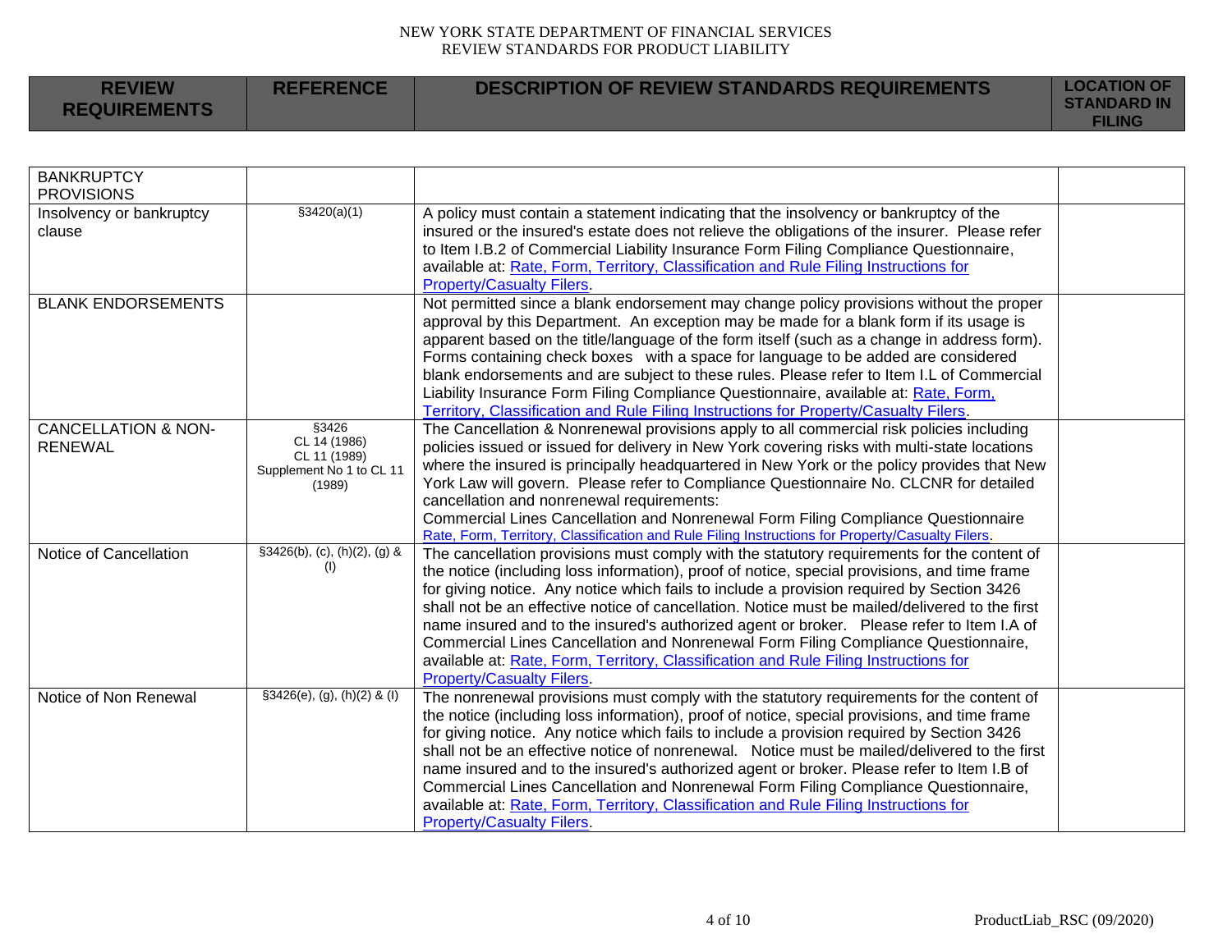| REVIEW REQUIREMENTS | REFERENCE | DESCRIPTION OF REVIEW STANDARDS REQUIREMENTS | LOCATION OF STANDARD IN FILING |
|---|---|---|---|
| BANKRUPTCY PROVISIONS | | | |
| Insolvency or bankruptcy clause | §3420(a)(1) | A policy must contain a statement indicating that the insolvency or bankruptcy of the insured or the insured's estate does not relieve the obligations of the insurer. Please refer to Item I.B.2 of Commercial Liability Insurance Form Filing Compliance Questionnaire, available at: Rate, Form, Territory, Classification and Rule Filing Instructions for Property/Casualty Filers. | |
| BLANK ENDORSEMENTS | | Not permitted since a blank endorsement may change policy provisions without the proper approval by this Department. An exception may be made for a blank form if its usage is apparent based on the title/language of the form itself (such as a change in address form). Forms containing check boxes with a space for language to be added are considered blank endorsements and are subject to these rules. Please refer to Item I.L of Commercial Liability Insurance Form Filing Compliance Questionnaire, available at: Rate, Form, Territory, Classification and Rule Filing Instructions for Property/Casualty Filers. | |
| CANCELLATION & NON-RENEWAL | §3426<br>CL 14 (1986)<br>CL 11 (1989)<br>Supplement No 1 to CL 11 (1989) | The Cancellation & Nonrenewal provisions apply to all commercial risk policies including policies issued or issued for delivery in New York covering risks with multi-state locations where the insured is principally headquartered in New York or the policy provides that New York Law will govern. Please refer to Compliance Questionnaire No. CLCNR for detailed cancellation and nonrenewal requirements:<br>Commercial Lines Cancellation and Nonrenewal Form Filing Compliance Questionnaire<br>Rate, Form, Territory, Classification and Rule Filing Instructions for Property/Casualty Filers. | |
| Notice of Cancellation | §3426(b), (c), (h)(2), (g) & (l) | The cancellation provisions must comply with the statutory requirements for the content of the notice (including loss information), proof of notice, special provisions, and time frame for giving notice. Any notice which fails to include a provision required by Section 3426 shall not be an effective notice of cancellation. Notice must be mailed/delivered to the first name insured and to the insured's authorized agent or broker. Please refer to Item I.A of Commercial Lines Cancellation and Nonrenewal Form Filing Compliance Questionnaire, available at: Rate, Form, Territory, Classification and Rule Filing Instructions for Property/Casualty Filers. | |
| Notice of Non Renewal | §3426(e), (g), (h)(2) & (l) | The nonrenewal provisions must comply with the statutory requirements for the content of the notice (including loss information), proof of notice, special provisions, and time frame for giving notice. Any notice which fails to include a provision required by Section 3426 shall not be an effective notice of nonrenewal. Notice must be mailed/delivered to the first name insured and to the insured's authorized agent or broker. Please refer to Item I.B of Commercial Lines Cancellation and Nonrenewal Form Filing Compliance Questionnaire, available at: Rate, Form, Territory, Classification and Rule Filing Instructions for Property/Casualty Filers. | |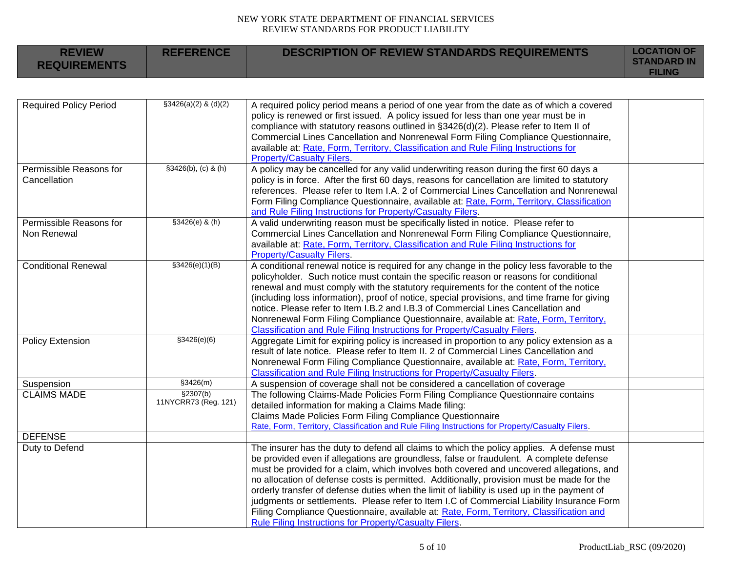| REVIEW REQUIREMENTS | REFERENCE | DESCRIPTION OF REVIEW STANDARDS REQUIREMENTS | LOCATION OF STANDARD IN FILING |
|---|---|---|---|
| Required Policy Period | §3426(a)(2) & (d)(2) | A required policy period means a period of one year from the date as of which a covered policy is renewed or first issued. A policy issued for less than one year must be in compliance with statutory reasons outlined in §3426(d)(2). Please refer to Item II of Commercial Lines Cancellation and Nonrenewal Form Filing Compliance Questionnaire, available at: [Rate, Form, Territory, Classification and Rule Filing Instructions for Property/Casualty Filers](). | |
| Permissible Reasons for Cancellation | §3426(b), (c) & (h) | A policy may be cancelled for any valid underwriting reason during the first 60 days a policy is in force. After the first 60 days, reasons for cancellation are limited to statutory references. Please refer to Item I.A. 2 of Commercial Lines Cancellation and Nonrenewal Form Filing Compliance Questionnaire, available at: [Rate, Form, Territory, Classification and Rule Filing Instructions for Property/Casualty Filers](). | |
| Permissible Reasons for Non Renewal | §3426(e) & (h) | A valid underwriting reason must be specifically listed in notice. Please refer to Commercial Lines Cancellation and Nonrenewal Form Filing Compliance Questionnaire, available at: [Rate, Form, Territory, Classification and Rule Filing Instructions for Property/Casualty Filers](). | |
| Conditional Renewal | §3426(e)(1)(B) | A conditional renewal notice is required for any change in the policy less favorable to the policyholder. Such notice must contain the specific reason or reasons for conditional renewal and must comply with the statutory requirements for the content of the notice (including loss information), proof of notice, special provisions, and time frame for giving notice. Please refer to Item I.B.2 and I.B.3 of Commercial Lines Cancellation and Nonrenewal Form Filing Compliance Questionnaire, available at: [Rate, Form, Territory, Classification and Rule Filing Instructions for Property/Casualty Filers](). | |
| Policy Extension | §3426(e)(6) | Aggregate Limit for expiring policy is increased in proportion to any policy extension as a result of late notice. Please refer to Item II. 2 of Commercial Lines Cancellation and Nonrenewal Form Filing Compliance Questionnaire, available at: [Rate, Form, Territory, Classification and Rule Filing Instructions for Property/Casualty Filers](). | |
| Suspension | §3426(m) | A suspension of coverage shall not be considered a cancellation of coverage | |
| CLAIMS MADE | §2307(b) 11NYCRR73 (Reg. 121) | The following Claims-Made Policies Form Filing Compliance Questionnaire contains detailed information for making a Claims Made filing:<br>Claims Made Policies Form Filing Compliance Questionnaire<br>[Rate, Form, Territory, Classification and Rule Filing Instructions for Property/Casualty Filers](). | |
| DEFENSE | | | |
| Duty to Defend | | The insurer has the duty to defend all claims to which the policy applies. A defense must be provided even if allegations are groundless, false or fraudulent. A complete defense must be provided for a claim, which involves both covered and uncovered allegations, and no allocation of defense costs is permitted. Additionally, provision must be made for the orderly transfer of defense duties when the limit of liability is used up in the payment of judgments or settlements. Please refer to Item I.C of Commercial Liability Insurance Form Filing Compliance Questionnaire, available at: [Rate, Form, Territory, Classification and Rule Filing Instructions for Property/Casualty Filers](). | |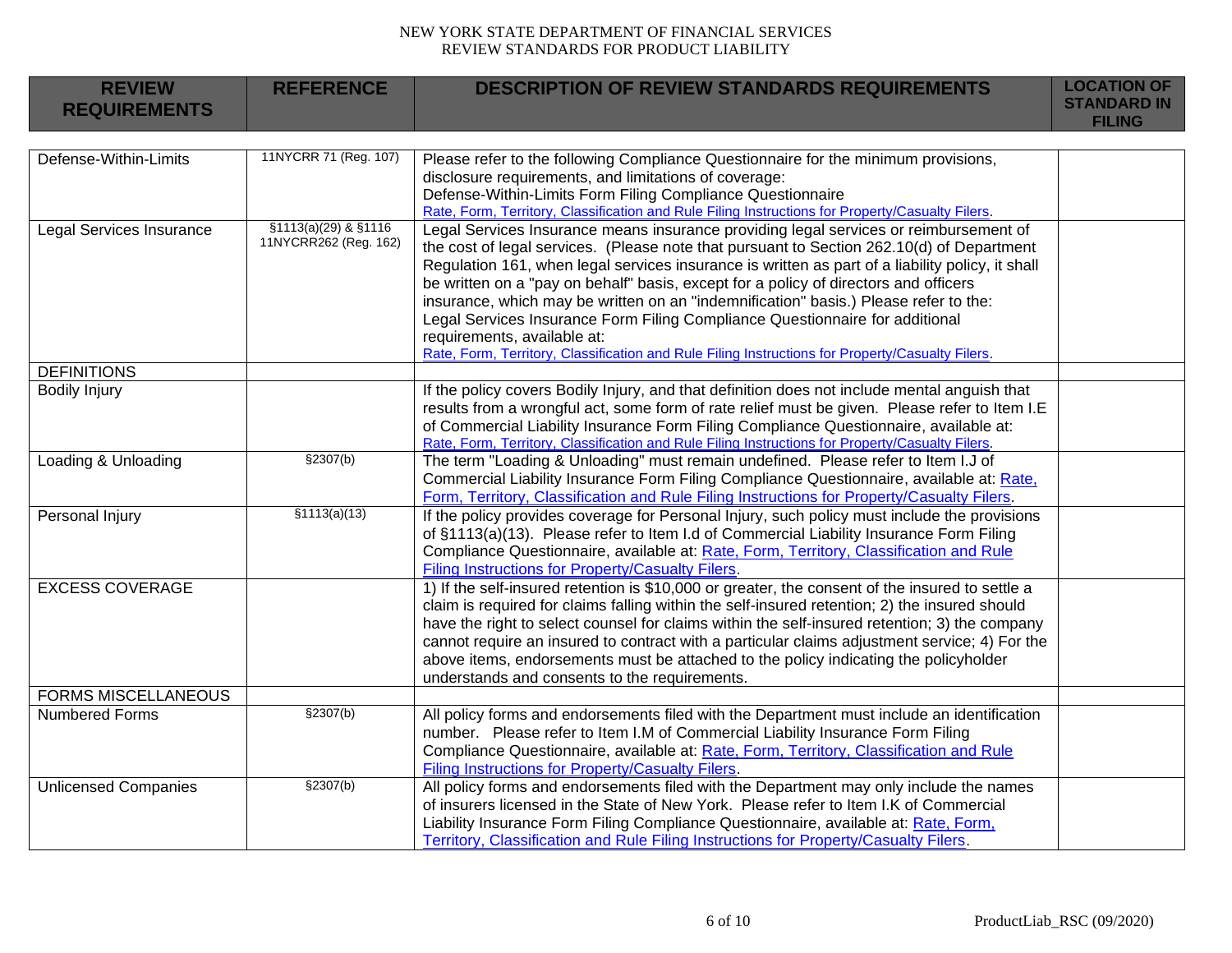| REVIEW REQUIREMENTS | REFERENCE | DESCRIPTION OF REVIEW STANDARDS REQUIREMENTS | LOCATION OF STANDARD IN FILING |
|---|---|---|---|
| Defense-Within-Limits | 11NYCRR 71 (Reg. 107) | Please refer to the following Compliance Questionnaire for the minimum provisions, disclosure requirements, and limitations of coverage: Defense-Within-Limits Form Filing Compliance Questionnaire Rate, Form, Territory, Classification and Rule Filing Instructions for Property/Casualty Filers. | |
| Legal Services Insurance | §1113(a)(29) & §1116 11NYCRR262 (Reg. 162) | Legal Services Insurance means insurance providing legal services or reimbursement of the cost of legal services. (Please note that pursuant to Section 262.10(d) of Department Regulation 161, when legal services insurance is written as part of a liability policy, it shall be written on a "pay on behalf" basis, except for a policy of directors and officers insurance, which may be written on an "indemnification" basis.) Please refer to the: Legal Services Insurance Form Filing Compliance Questionnaire for additional requirements, available at: Rate, Form, Territory, Classification and Rule Filing Instructions for Property/Casualty Filers. | |
| DEFINITIONS | | | |
| Bodily Injury | | If the policy covers Bodily Injury, and that definition does not include mental anguish that results from a wrongful act, some form of rate relief must be given. Please refer to Item I.E of Commercial Liability Insurance Form Filing Compliance Questionnaire, available at: Rate, Form, Territory, Classification and Rule Filing Instructions for Property/Casualty Filers. | |
| Loading & Unloading | §2307(b) | The term "Loading & Unloading" must remain undefined. Please refer to Item I.J of Commercial Liability Insurance Form Filing Compliance Questionnaire, available at: Rate, Form, Territory, Classification and Rule Filing Instructions for Property/Casualty Filers. | |
| Personal Injury | §1113(a)(13) | If the policy provides coverage for Personal Injury, such policy must include the provisions of §1113(a)(13). Please refer to Item I.d of Commercial Liability Insurance Form Filing Compliance Questionnaire, available at: Rate, Form, Territory, Classification and Rule Filing Instructions for Property/Casualty Filers. | |
| EXCESS COVERAGE | | 1) If the self-insured retention is $10,000 or greater, the consent of the insured to settle a claim is required for claims falling within the self-insured retention; 2) the insured should have the right to select counsel for claims within the self-insured retention; 3) the company cannot require an insured to contract with a particular claims adjustment service; 4) For the above items, endorsements must be attached to the policy indicating the policyholder understands and consents to the requirements. | |
| FORMS MISCELLANEOUS | | | |
| Numbered Forms | §2307(b) | All policy forms and endorsements filed with the Department must include an identification number. Please refer to Item I.M of Commercial Liability Insurance Form Filing Compliance Questionnaire, available at: Rate, Form, Territory, Classification and Rule Filing Instructions for Property/Casualty Filers. | |
| Unlicensed Companies | §2307(b) | All policy forms and endorsements filed with the Department may only include the names of insurers licensed in the State of New York. Please refer to Item I.K of Commercial Liability Insurance Form Filing Compliance Questionnaire, available at: Rate, Form, Territory, Classification and Rule Filing Instructions for Property/Casualty Filers. | |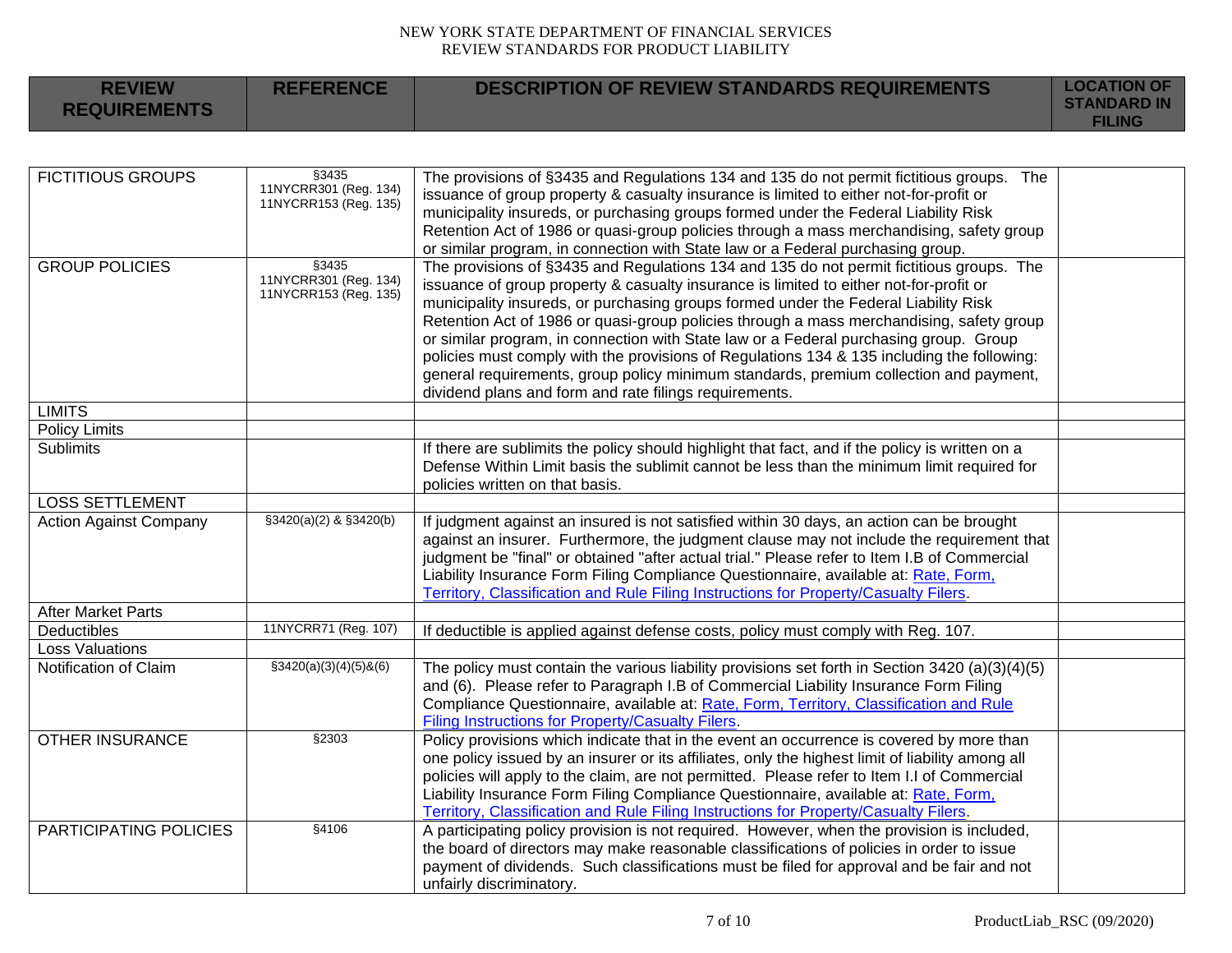| REVIEW REQUIREMENTS | REFERENCE | DESCRIPTION OF REVIEW STANDARDS REQUIREMENTS | LOCATION OF STANDARD IN FILING |
|---|---|---|---|
| FICTITIOUS GROUPS | §3435<br>11NYCRR301 (Reg. 134)<br>11NYCRR153 (Reg. 135) | The provisions of §3435 and Regulations 134 and 135 do not permit fictitious groups. The issuance of group property & casualty insurance is limited to either not-for-profit or municipality insureds, or purchasing groups formed under the Federal Liability Risk Retention Act of 1986 or quasi-group policies through a mass merchandising, safety group or similar program, in connection with State law or a Federal purchasing group. | |
| GROUP POLICIES | §3435<br>11NYCRR301 (Reg. 134)<br>11NYCRR153 (Reg. 135) | The provisions of §3435 and Regulations 134 and 135 do not permit fictitious groups. The issuance of group property & casualty insurance is limited to either not-for-profit or municipality insureds, or purchasing groups formed under the Federal Liability Risk Retention Act of 1986 or quasi-group policies through a mass merchandising, safety group or similar program, in connection with State law or a Federal purchasing group. Group policies must comply with the provisions of Regulations 134 & 135 including the following: general requirements, group policy minimum standards, premium collection and payment, dividend plans and form and rate filings requirements. | |
| LIMITS | | | |
| Policy Limits | | | |
| Sublimits | | If there are sublimits the policy should highlight that fact, and if the policy is written on a Defense Within Limit basis the sublimit cannot be less than the minimum limit required for policies written on that basis. | |
| LOSS SETTLEMENT | | | |
| Action Against Company | §3420(a)(2) & §3420(b) | If judgment against an insured is not satisfied within 30 days, an action can be brought against an insurer. Furthermore, the judgment clause may not include the requirement that judgment be "final" or obtained "after actual trial." Please refer to Item I.B of Commercial Liability Insurance Form Filing Compliance Questionnaire, available at: Rate, Form, Territory, Classification and Rule Filing Instructions for Property/Casualty Filers. | |
| After Market Parts | | | |
| Deductibles | 11NYCRR71 (Reg. 107) | If deductible is applied against defense costs, policy must comply with Reg. 107. | |
| Loss Valuations | | | |
| Notification of Claim | §3420(a)(3)(4)(5)&(6) | The policy must contain the various liability provisions set forth in Section 3420 (a)(3)(4)(5) and (6). Please refer to Paragraph I.B of Commercial Liability Insurance Form Filing Compliance Questionnaire, available at: Rate, Form, Territory, Classification and Rule Filing Instructions for Property/Casualty Filers. | |
| OTHER INSURANCE | §2303 | Policy provisions which indicate that in the event an occurrence is covered by more than one policy issued by an insurer or its affiliates, only the highest limit of liability among all policies will apply to the claim, are not permitted. Please refer to Item I.I of Commercial Liability Insurance Form Filing Compliance Questionnaire, available at: Rate, Form, Territory, Classification and Rule Filing Instructions for Property/Casualty Filers. | |
| PARTICIPATING POLICIES | §4106 | A participating policy provision is not required. However, when the provision is included, the board of directors may make reasonable classifications of policies in order to issue payment of dividends. Such classifications must be filed for approval and be fair and not unfairly discriminatory. | |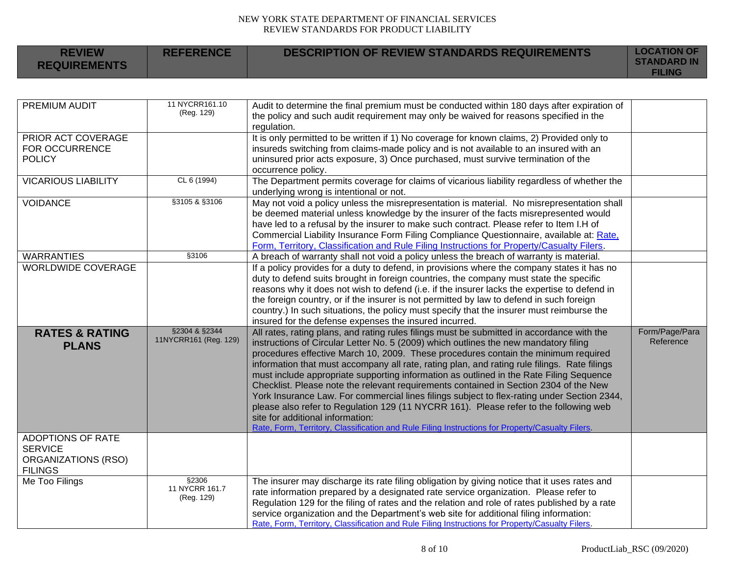| REVIEW REQUIREMENTS | REFERENCE | DESCRIPTION OF REVIEW STANDARDS REQUIREMENTS | LOCATION OF STANDARD IN FILING |
|---|---|---|---|
| PREMIUM AUDIT | 11 NYCRR161.10 (Reg. 129) | Audit to determine the final premium must be conducted within 180 days after expiration of the policy and such audit requirement may only be waived for reasons specified in the regulation. | |
| PRIOR ACT COVERAGE FOR OCCURRENCE POLICY | | It is only permitted to be written if 1) No coverage for known claims, 2) Provided only to insureds switching from claims-made policy and is not available to an insured with an uninsured prior acts exposure, 3) Once purchased, must survive termination of the occurrence policy. | |
| VICARIOUS LIABILITY | CL 6 (1994) | The Department permits coverage for claims of vicarious liability regardless of whether the underlying wrong is intentional or not. | |
| VOIDANCE | §3105 & §3106 | May not void a policy unless the misrepresentation is material. No misrepresentation shall be deemed material unless knowledge by the insurer of the facts misrepresented would have led to a refusal by the insurer to make such contract. Please refer to Item I.H of Commercial Liability Insurance Form Filing Compliance Questionnaire, available at: Rate, Form, Territory, Classification and Rule Filing Instructions for Property/Casualty Filers. | |
| WARRANTIES | §3106 | A breach of warranty shall not void a policy unless the breach of warranty is material. | |
| WORLDWIDE COVERAGE | | If a policy provides for a duty to defend, in provisions where the company states it has no duty to defend suits brought in foreign countries, the company must state the specific reasons why it does not wish to defend (i.e. if the insurer lacks the expertise to defend in the foreign country, or if the insurer is not permitted by law to defend in such foreign country.) In such situations, the policy must specify that the insurer must reimburse the insured for the defense expenses the insured incurred. | |
| **RATES & RATING PLANS** | §2304 & §2344 11NYCRR161 (Reg. 129) | All rates, rating plans, and rating rules filings must be submitted in accordance with the instructions of Circular Letter No. 5 (2009) which outlines the new mandatory filing procedures effective March 10, 2009. These procedures contain the minimum required information that must accompany all rate, rating plan, and rating rule filings. Rate filings must include appropriate supporting information as outlined in the Rate Filing Sequence Checklist. Please note the relevant requirements contained in Section 2304 of the New York Insurance Law. For commercial lines filings subject to flex-rating under Section 2344, please also refer to Regulation 129 (11 NYCRR 161). Please refer to the following web site for additional information: Rate, Form, Territory, Classification and Rule Filing Instructions for Property/Casualty Filers. | Form/Page/Para Reference |
| ADOPTIONS OF RATE SERVICE ORGANIZATIONS (RSO) FILINGS | | | |
| Me Too Filings | §2306 11 NYCRR 161.7 (Reg. 129) | The insurer may discharge its rate filing obligation by giving notice that it uses rates and rate information prepared by a designated rate service organization. Please refer to Regulation 129 for the filing of rates and the relation and role of rates published by a rate service organization and the Department's web site for additional filing information: Rate, Form, Territory, Classification and Rule Filing Instructions for Property/Casualty Filers. | |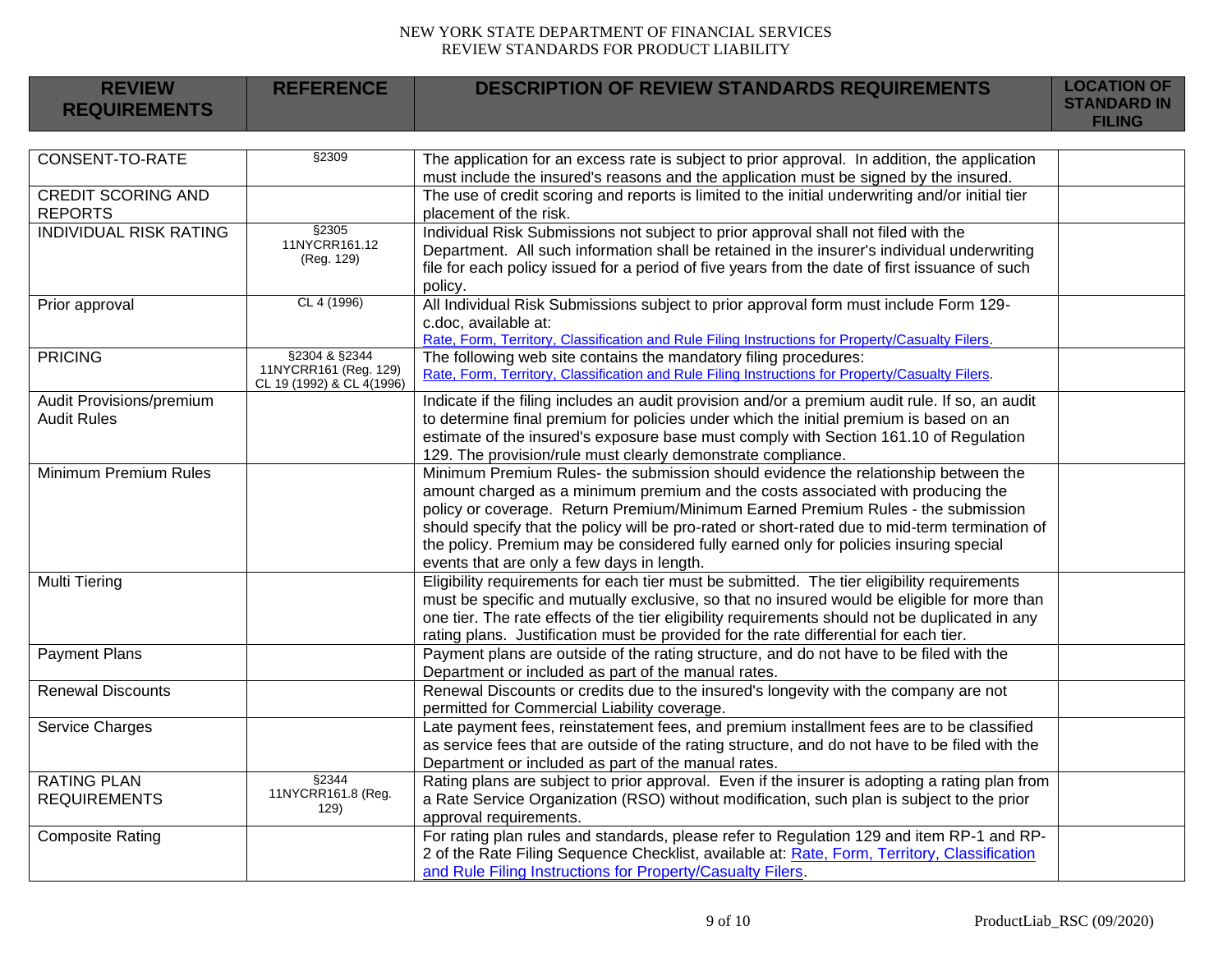| REVIEW REQUIREMENTS | REFERENCE | DESCRIPTION OF REVIEW STANDARDS REQUIREMENTS | LOCATION OF STANDARD IN FILING |
|---|---|---|---|
| CONSENT-TO-RATE | §2309 | The application for an excess rate is subject to prior approval. In addition, the application must include the insured's reasons and the application must be signed by the insured. | |
| CREDIT SCORING AND REPORTS | | The use of credit scoring and reports is limited to the initial underwriting and/or initial tier placement of the risk. | |
| INDIVIDUAL RISK RATING | §2305 11NYCRR161.12 (Reg. 129) | Individual Risk Submissions not subject to prior approval shall not filed with the Department. All such information shall be retained in the insurer's individual underwriting file for each policy issued for a period of five years from the date of first issuance of such policy. | |
| Prior approval | CL 4 (1996) | All Individual Risk Submissions subject to prior approval form must include Form 129-c.doc, available at: Rate, Form, Territory, Classification and Rule Filing Instructions for Property/Casualty Filers. | |
| PRICING | §2304 & §2344 11NYCRR161 (Reg. 129) CL 19 (1992) & CL 4(1996) | The following web site contains the mandatory filing procedures: Rate, Form, Territory, Classification and Rule Filing Instructions for Property/Casualty Filers. | |
| Audit Provisions/premium Audit Rules | | Indicate if the filing includes an audit provision and/or a premium audit rule. If so, an audit to determine final premium for policies under which the initial premium is based on an estimate of the insured's exposure base must comply with Section 161.10 of Regulation 129. The provision/rule must clearly demonstrate compliance. | |
| Minimum Premium Rules | | Minimum Premium Rules- the submission should evidence the relationship between the amount charged as a minimum premium and the costs associated with producing the policy or coverage. Return Premium/Minimum Earned Premium Rules - the submission should specify that the policy will be pro-rated or short-rated due to mid-term termination of the policy. Premium may be considered fully earned only for policies insuring special events that are only a few days in length. | |
| Multi Tiering | | Eligibility requirements for each tier must be submitted. The tier eligibility requirements must be specific and mutually exclusive, so that no insured would be eligible for more than one tier. The rate effects of the tier eligibility requirements should not be duplicated in any rating plans. Justification must be provided for the rate differential for each tier. | |
| Payment Plans | | Payment plans are outside of the rating structure, and do not have to be filed with the Department or included as part of the manual rates. | |
| Renewal Discounts | | Renewal Discounts or credits due to the insured's longevity with the company are not permitted for Commercial Liability coverage. | |
| Service Charges | | Late payment fees, reinstatement fees, and premium installment fees are to be classified as service fees that are outside of the rating structure, and do not have to be filed with the Department or included as part of the manual rates. | |
| RATING PLAN REQUIREMENTS | §2344 11NYCRR161.8 (Reg. 129) | Rating plans are subject to prior approval. Even if the insurer is adopting a rating plan from a Rate Service Organization (RSO) without modification, such plan is subject to the prior approval requirements. | |
| Composite Rating | | For rating plan rules and standards, please refer to Regulation 129 and item RP-1 and RP-2 of the Rate Filing Sequence Checklist, available at: Rate, Form, Territory, Classification and Rule Filing Instructions for Property/Casualty Filers. | |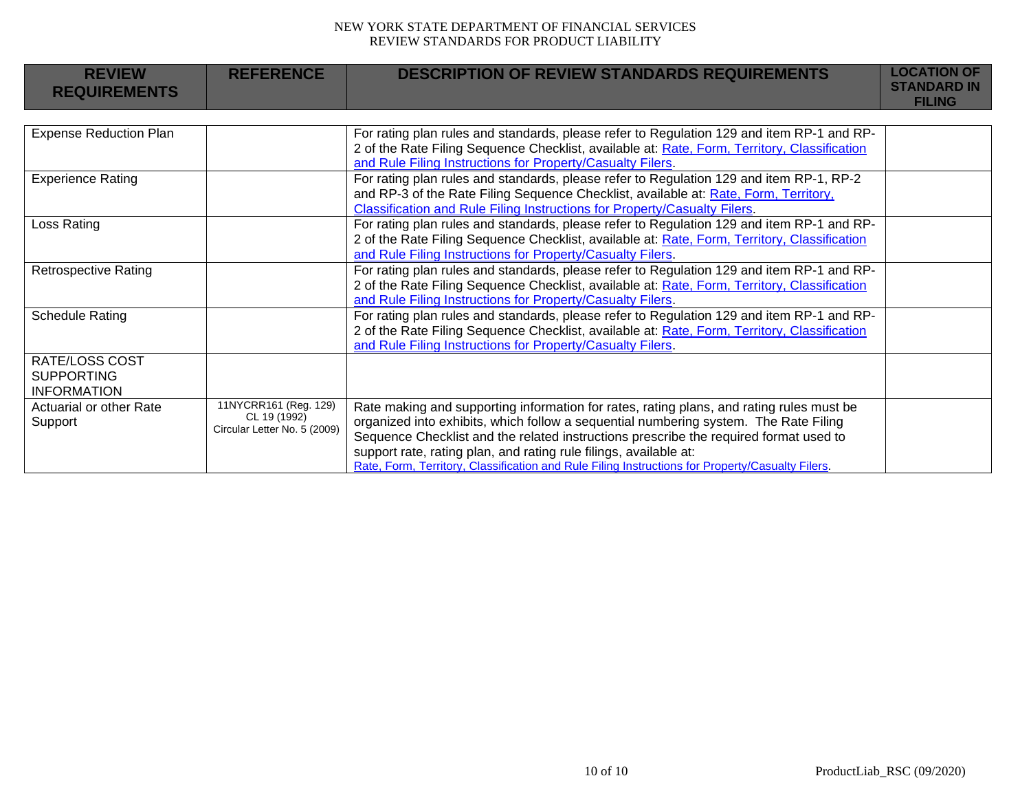| REVIEW REQUIREMENTS | REFERENCE | DESCRIPTION OF REVIEW STANDARDS REQUIREMENTS | LOCATION OF STANDARD IN FILING |
| --- | --- | --- | --- |
| Expense Reduction Plan | | For rating plan rules and standards, please refer to Regulation 129 and item RP-1 and RP-2 of the Rate Filing Sequence Checklist, available at: Rate, Form, Territory, Classification and Rule Filing Instructions for Property/Casualty Filers. | |
| Experience Rating | | For rating plan rules and standards, please refer to Regulation 129 and item RP-1, RP-2 and RP-3 of the Rate Filing Sequence Checklist, available at: Rate, Form, Territory, Classification and Rule Filing Instructions for Property/Casualty Filers. | |
| Loss Rating | | For rating plan rules and standards, please refer to Regulation 129 and item RP-1 and RP-2 of the Rate Filing Sequence Checklist, available at: Rate, Form, Territory, Classification and Rule Filing Instructions for Property/Casualty Filers. | |
| Retrospective Rating | | For rating plan rules and standards, please refer to Regulation 129 and item RP-1 and RP-2 of the Rate Filing Sequence Checklist, available at: Rate, Form, Territory, Classification and Rule Filing Instructions for Property/Casualty Filers. | |
| Schedule Rating | | For rating plan rules and standards, please refer to Regulation 129 and item RP-1 and RP-2 of the Rate Filing Sequence Checklist, available at: Rate, Form, Territory, Classification and Rule Filing Instructions for Property/Casualty Filers. | |
| RATE/LOSS COST SUPPORTING INFORMATION | | | |
| Actuarial or other Rate Support | 11NYCRR161 (Reg. 129) CL 19 (1992) Circular Letter No. 5 (2009) | Rate making and supporting information for rates, rating plans, and rating rules must be organized into exhibits, which follow a sequential numbering system. The Rate Filing Sequence Checklist and the related instructions prescribe the required format used to support rate, rating plan, and rating rule filings, available at: Rate, Form, Territory, Classification and Rule Filing Instructions for Property/Casualty Filers. | |